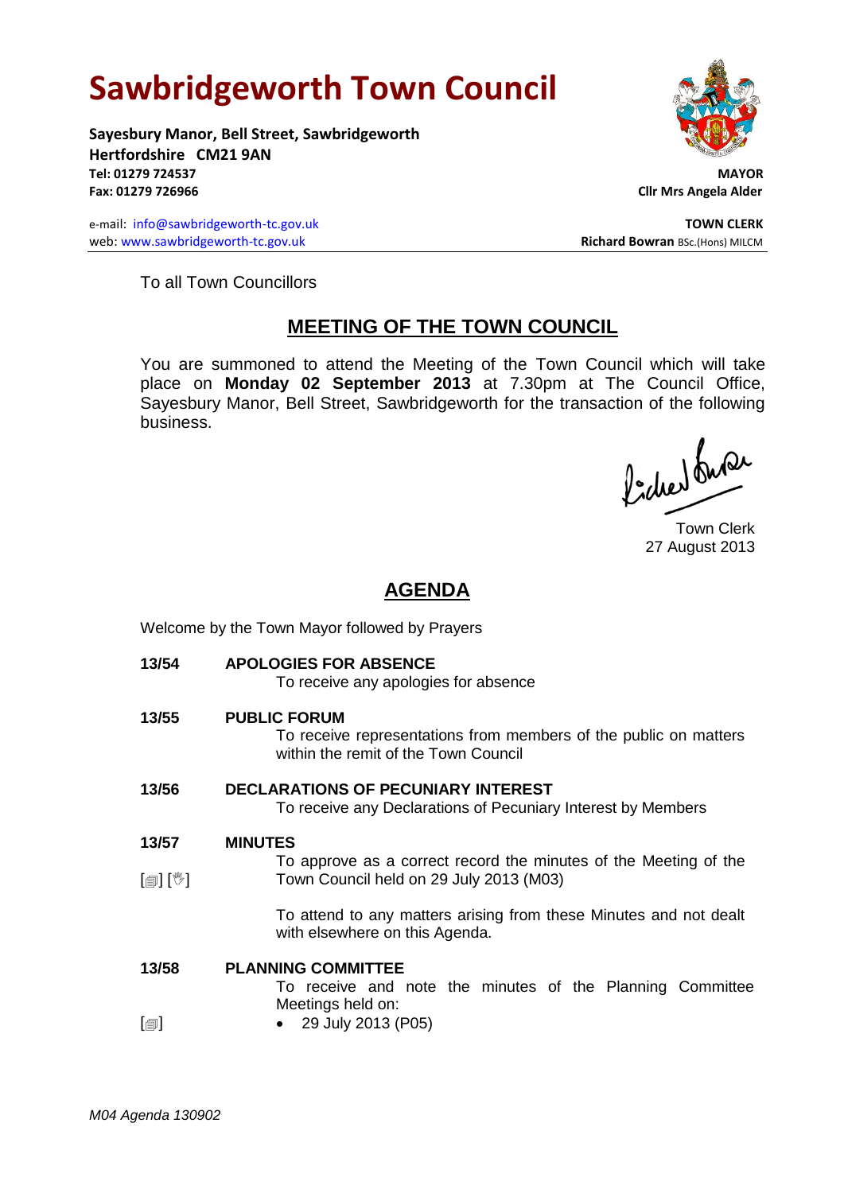# Sawbridgeworth Town Council

**Sayesbury Manor, Bell Street, Sawbridgeworth**
**Hertfordshire CM21 9AN**
**Tel: 01279 724537**
**Fax: 01279 726966**

e-mail: info@sawbridgeworth-tc.gov.uk
web: www.sawbridgeworth-tc.gov.uk

**MAYOR**
**Cllr Mrs Angela Alder**

**TOWN CLERK**
**Richard Bowran** BSc.(Hons) MILCM

To all Town Councillors

## MEETING OF THE TOWN COUNCIL

You are summoned to attend the Meeting of the Town Council which will take place on **Monday 02 September 2013** at 7.30pm at The Council Office, Sayesbury Manor, Bell Street, Sawbridgeworth for the transaction of the following business.

Town Clerk
27 August 2013

## AGENDA

Welcome by the Town Mayor followed by Prayers

**13/54 APOLOGIES FOR ABSENCE**
To receive any apologies for absence

**13/55 PUBLIC FORUM**
To receive representations from members of the public on matters within the remit of the Town Council

**13/56 DECLARATIONS OF PECUNIARY INTEREST**
To receive any Declarations of Pecuniary Interest by Members

**13/57 MINUTES**
[▤] [✋] To approve as a correct record the minutes of the Meeting of the Town Council held on 29 July 2013 (M03)

To attend to any matters arising from these Minutes and not dealt with elsewhere on this Agenda.

**13/58 PLANNING COMMITTEE**
To receive and note the minutes of the Planning Committee Meetings held on:

[▤]
- 29 July 2013 (P05)

*M04 Agenda 130902*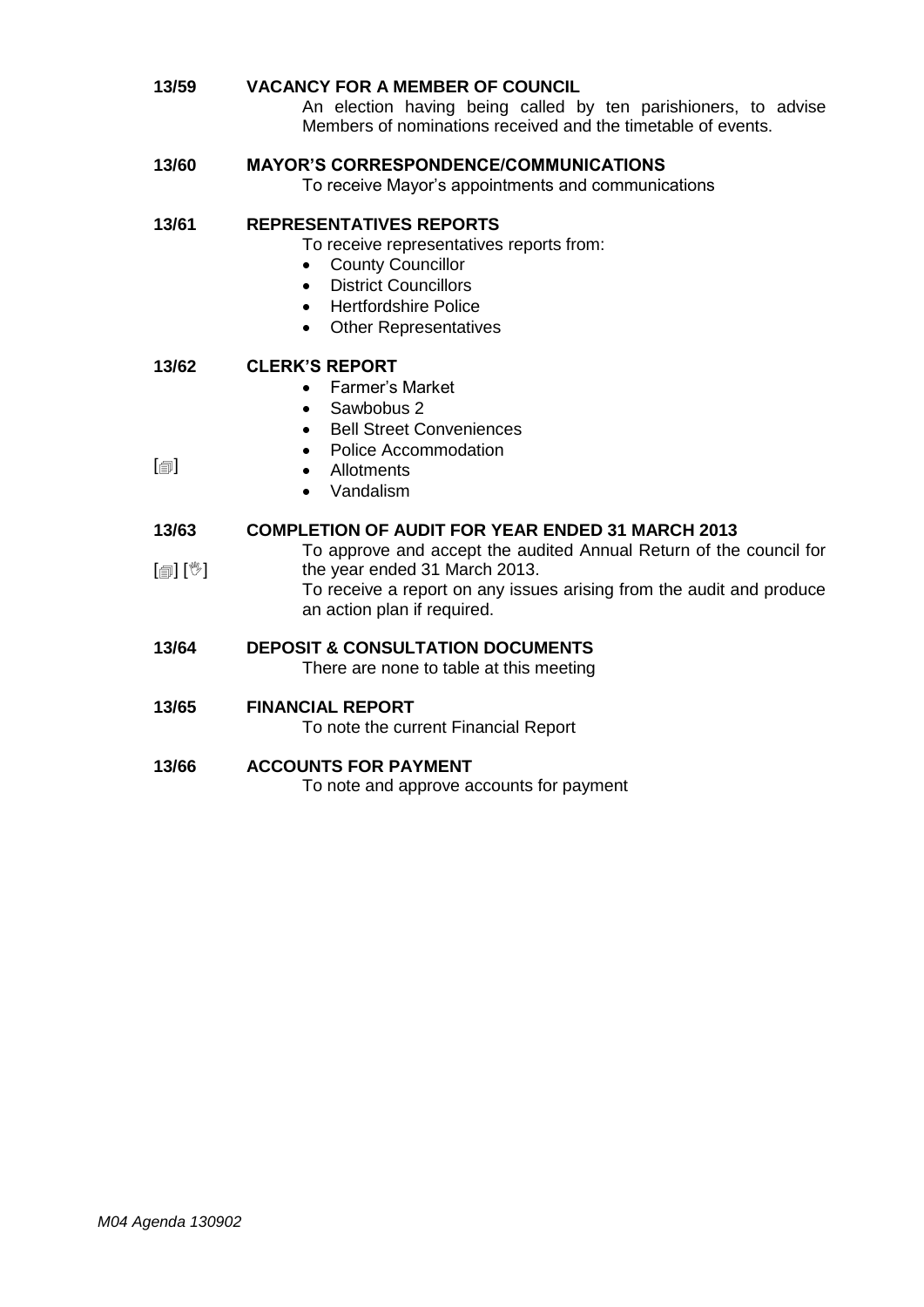**13/59 VACANCY FOR A MEMBER OF COUNCIL**

An election having being called by ten parishioners, to advise Members of nominations received and the timetable of events.

**13/60 MAYOR'S CORRESPONDENCE/COMMUNICATIONS**

To receive Mayor's appointments and communications

**13/61 REPRESENTATIVES REPORTS**

To receive representatives reports from:

- County Councillor
- District Councillors
- Hertfordshire Police
- Other Representatives

**13/62 CLERK'S REPORT**

- Farmer's Market
- Sawbobus 2
- Bell Street Conveniences
- Police Accommodation
- Allotments [🗐]
- Vandalism

**13/63 COMPLETION OF AUDIT FOR YEAR ENDED 31 MARCH 2013**

[🗐] [✋] To approve and accept the audited Annual Return of the council for the year ended 31 March 2013.

To receive a report on any issues arising from the audit and produce an action plan if required.

**13/64 DEPOSIT & CONSULTATION DOCUMENTS**

There are none to table at this meeting

**13/65 FINANCIAL REPORT**

To note the current Financial Report

**13/66 ACCOUNTS FOR PAYMENT**

To note and approve accounts for payment

*M04 Agenda 130902*